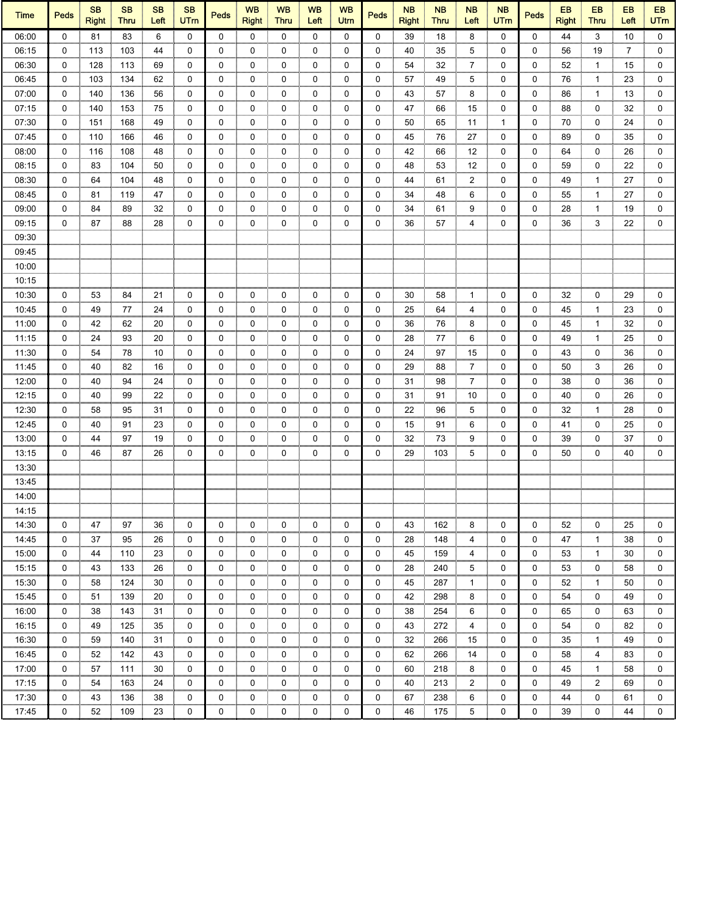| Time | Peds | SB Right | SB Thru | SB Left | SB UTrn | Peds | WB Right | WB Thru | WB Left | WB Utrn | Peds | NB Right | NB Thru | NB Left | NB UTrn | Peds | EB Right | EB Thru | EB Left | EB UTrn |
|---|---|---|---|---|---|---|---|---|---|---|---|---|---|---|---|---|---|---|---|---|
| 06:00 | 0 | 81 | 83 | 6 | 0 | 0 | 0 | 0 | 0 | 0 | 0 | 39 | 18 | 8 | 0 | 0 | 44 | 3 | 10 | 0 |
| 06:15 | 0 | 113 | 103 | 44 | 0 | 0 | 0 | 0 | 0 | 0 | 0 | 40 | 35 | 5 | 0 | 0 | 56 | 19 | 7 | 0 |
| 06:30 | 0 | 128 | 113 | 69 | 0 | 0 | 0 | 0 | 0 | 0 | 0 | 54 | 32 | 7 | 0 | 0 | 52 | 1 | 15 | 0 |
| 06:45 | 0 | 103 | 134 | 62 | 0 | 0 | 0 | 0 | 0 | 0 | 0 | 57 | 49 | 5 | 0 | 0 | 76 | 1 | 23 | 0 |
| 07:00 | 0 | 140 | 136 | 56 | 0 | 0 | 0 | 0 | 0 | 0 | 0 | 43 | 57 | 8 | 0 | 0 | 86 | 1 | 13 | 0 |
| 07:15 | 0 | 140 | 153 | 75 | 0 | 0 | 0 | 0 | 0 | 0 | 0 | 47 | 66 | 15 | 0 | 0 | 88 | 0 | 32 | 0 |
| 07:30 | 0 | 151 | 168 | 49 | 0 | 0 | 0 | 0 | 0 | 0 | 0 | 50 | 65 | 11 | 1 | 0 | 70 | 0 | 24 | 0 |
| 07:45 | 0 | 110 | 166 | 46 | 0 | 0 | 0 | 0 | 0 | 0 | 0 | 45 | 76 | 27 | 0 | 0 | 89 | 0 | 35 | 0 |
| 08:00 | 0 | 116 | 108 | 48 | 0 | 0 | 0 | 0 | 0 | 0 | 0 | 42 | 66 | 12 | 0 | 0 | 64 | 0 | 26 | 0 |
| 08:15 | 0 | 83 | 104 | 50 | 0 | 0 | 0 | 0 | 0 | 0 | 0 | 48 | 53 | 12 | 0 | 0 | 59 | 0 | 22 | 0 |
| 08:30 | 0 | 64 | 104 | 48 | 0 | 0 | 0 | 0 | 0 | 0 | 0 | 44 | 61 | 2 | 0 | 0 | 49 | 1 | 27 | 0 |
| 08:45 | 0 | 81 | 119 | 47 | 0 | 0 | 0 | 0 | 0 | 0 | 0 | 34 | 48 | 6 | 0 | 0 | 55 | 1 | 27 | 0 |
| 09:00 | 0 | 84 | 89 | 32 | 0 | 0 | 0 | 0 | 0 | 0 | 0 | 34 | 61 | 9 | 0 | 0 | 28 | 1 | 19 | 0 |
| 09:15 | 0 | 87 | 88 | 28 | 0 | 0 | 0 | 0 | 0 | 0 | 0 | 36 | 57 | 4 | 0 | 0 | 36 | 3 | 22 | 0 |
| 09:30 | | | | | | | | | | | | | | | | | | | | |
| 09:45 | | | | | | | | | | | | | | | | | | | | |
| 10:00 | | | | | | | | | | | | | | | | | | | | |
| 10:15 | | | | | | | | | | | | | | | | | | | | |
| 10:30 | 0 | 53 | 84 | 21 | 0 | 0 | 0 | 0 | 0 | 0 | 0 | 30 | 58 | 1 | 0 | 0 | 32 | 0 | 29 | 0 |
| 10:45 | 0 | 49 | 77 | 24 | 0 | 0 | 0 | 0 | 0 | 0 | 0 | 25 | 64 | 4 | 0 | 0 | 45 | 1 | 23 | 0 |
| 11:00 | 0 | 42 | 62 | 20 | 0 | 0 | 0 | 0 | 0 | 0 | 0 | 36 | 76 | 8 | 0 | 0 | 45 | 1 | 32 | 0 |
| 11:15 | 0 | 24 | 93 | 20 | 0 | 0 | 0 | 0 | 0 | 0 | 0 | 28 | 77 | 6 | 0 | 0 | 49 | 1 | 25 | 0 |
| 11:30 | 0 | 54 | 78 | 10 | 0 | 0 | 0 | 0 | 0 | 0 | 0 | 24 | 97 | 15 | 0 | 0 | 43 | 0 | 36 | 0 |
| 11:45 | 0 | 40 | 82 | 16 | 0 | 0 | 0 | 0 | 0 | 0 | 0 | 29 | 88 | 7 | 0 | 0 | 50 | 3 | 26 | 0 |
| 12:00 | 0 | 40 | 94 | 24 | 0 | 0 | 0 | 0 | 0 | 0 | 0 | 31 | 98 | 7 | 0 | 0 | 38 | 0 | 36 | 0 |
| 12:15 | 0 | 40 | 99 | 22 | 0 | 0 | 0 | 0 | 0 | 0 | 0 | 31 | 91 | 10 | 0 | 0 | 40 | 0 | 26 | 0 |
| 12:30 | 0 | 58 | 95 | 31 | 0 | 0 | 0 | 0 | 0 | 0 | 0 | 22 | 96 | 5 | 0 | 0 | 32 | 1 | 28 | 0 |
| 12:45 | 0 | 40 | 91 | 23 | 0 | 0 | 0 | 0 | 0 | 0 | 0 | 15 | 91 | 6 | 0 | 0 | 41 | 0 | 25 | 0 |
| 13:00 | 0 | 44 | 97 | 19 | 0 | 0 | 0 | 0 | 0 | 0 | 0 | 32 | 73 | 9 | 0 | 0 | 39 | 0 | 37 | 0 |
| 13:15 | 0 | 46 | 87 | 26 | 0 | 0 | 0 | 0 | 0 | 0 | 0 | 29 | 103 | 5 | 0 | 0 | 50 | 0 | 40 | 0 |
| 13:30 | | | | | | | | | | | | | | | | | | | | |
| 13:45 | | | | | | | | | | | | | | | | | | | | |
| 14:00 | | | | | | | | | | | | | | | | | | | | |
| 14:15 | | | | | | | | | | | | | | | | | | | | |
| 14:30 | 0 | 47 | 97 | 36 | 0 | 0 | 0 | 0 | 0 | 0 | 0 | 43 | 162 | 8 | 0 | 0 | 52 | 0 | 25 | 0 |
| 14:45 | 0 | 37 | 95 | 26 | 0 | 0 | 0 | 0 | 0 | 0 | 0 | 28 | 148 | 4 | 0 | 0 | 47 | 1 | 38 | 0 |
| 15:00 | 0 | 44 | 110 | 23 | 0 | 0 | 0 | 0 | 0 | 0 | 0 | 45 | 159 | 4 | 0 | 0 | 53 | 1 | 30 | 0 |
| 15:15 | 0 | 43 | 133 | 26 | 0 | 0 | 0 | 0 | 0 | 0 | 0 | 28 | 240 | 5 | 0 | 0 | 53 | 0 | 58 | 0 |
| 15:30 | 0 | 58 | 124 | 30 | 0 | 0 | 0 | 0 | 0 | 0 | 0 | 45 | 287 | 1 | 0 | 0 | 52 | 1 | 50 | 0 |
| 15:45 | 0 | 51 | 139 | 20 | 0 | 0 | 0 | 0 | 0 | 0 | 0 | 42 | 298 | 8 | 0 | 0 | 54 | 0 | 49 | 0 |
| 16:00 | 0 | 38 | 143 | 31 | 0 | 0 | 0 | 0 | 0 | 0 | 0 | 38 | 254 | 6 | 0 | 0 | 65 | 0 | 63 | 0 |
| 16:15 | 0 | 49 | 125 | 35 | 0 | 0 | 0 | 0 | 0 | 0 | 0 | 43 | 272 | 4 | 0 | 0 | 54 | 0 | 82 | 0 |
| 16:30 | 0 | 59 | 140 | 31 | 0 | 0 | 0 | 0 | 0 | 0 | 0 | 32 | 266 | 15 | 0 | 0 | 35 | 1 | 49 | 0 |
| 16:45 | 0 | 52 | 142 | 43 | 0 | 0 | 0 | 0 | 0 | 0 | 0 | 62 | 266 | 14 | 0 | 0 | 58 | 4 | 83 | 0 |
| 17:00 | 0 | 57 | 111 | 30 | 0 | 0 | 0 | 0 | 0 | 0 | 0 | 60 | 218 | 8 | 0 | 0 | 45 | 1 | 58 | 0 |
| 17:15 | 0 | 54 | 163 | 24 | 0 | 0 | 0 | 0 | 0 | 0 | 0 | 40 | 213 | 2 | 0 | 0 | 49 | 2 | 69 | 0 |
| 17:30 | 0 | 43 | 136 | 38 | 0 | 0 | 0 | 0 | 0 | 0 | 0 | 67 | 238 | 6 | 0 | 0 | 44 | 0 | 61 | 0 |
| 17:45 | 0 | 52 | 109 | 23 | 0 | 0 | 0 | 0 | 0 | 0 | 0 | 46 | 175 | 5 | 0 | 0 | 39 | 0 | 44 | 0 |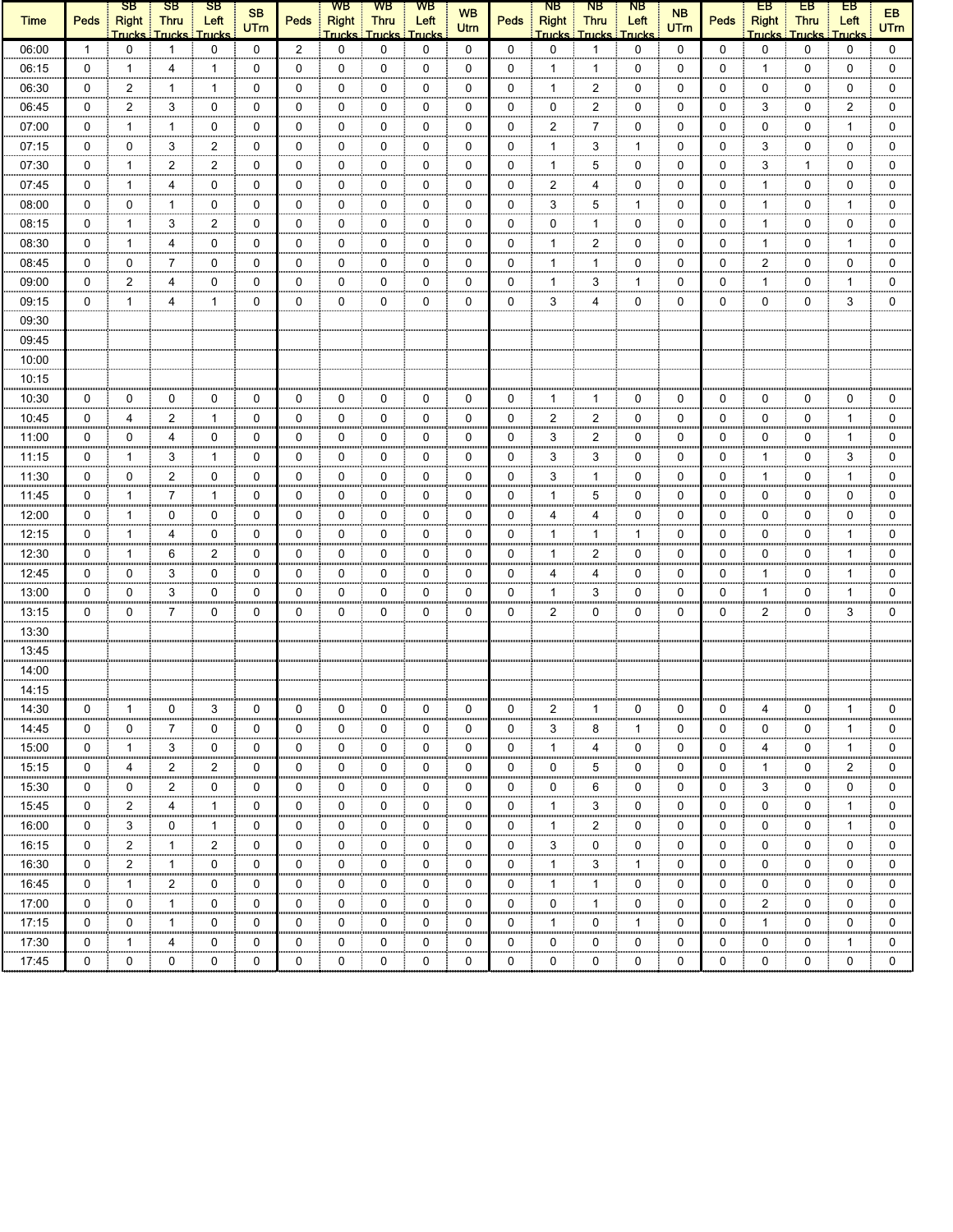| Time | Peds | SB Right Trucks | SB Thru Trucks | SB Left Trucks | SB UTrn | Peds | WB Right Trucks | WB Thru Trucks | WB Left Trucks | WB Utrn | Peds | NB Right Trucks | NB Thru Trucks | NB Left Trucks | NB UTrn | Peds | EB Right Trucks | EB Thru Trucks | EB Left Trucks | EB UTrn |
|---|---|---|---|---|---|---|---|---|---|---|---|---|---|---|---|---|---|---|---|---|
| 06:00 | 1 | 0 | 1 | 0 | 0 | 2 | 0 | 0 | 0 | 0 | 0 | 0 | 1 | 0 | 0 | 0 | 0 | 0 | 0 | 0 |
| 06:15 | 0 | 1 | 4 | 1 | 0 | 0 | 0 | 0 | 0 | 0 | 0 | 1 | 1 | 0 | 0 | 0 | 1 | 0 | 0 | 0 |
| 06:30 | 0 | 2 | 1 | 1 | 0 | 0 | 0 | 0 | 0 | 0 | 0 | 1 | 2 | 0 | 0 | 0 | 0 | 0 | 0 | 0 |
| 06:45 | 0 | 2 | 3 | 0 | 0 | 0 | 0 | 0 | 0 | 0 | 0 | 0 | 2 | 0 | 0 | 0 | 3 | 0 | 2 | 0 |
| 07:00 | 0 | 1 | 1 | 0 | 0 | 0 | 0 | 0 | 0 | 0 | 0 | 2 | 7 | 0 | 0 | 0 | 0 | 0 | 1 | 0 |
| 07:15 | 0 | 0 | 3 | 2 | 0 | 0 | 0 | 0 | 0 | 0 | 0 | 1 | 3 | 1 | 0 | 0 | 3 | 0 | 0 | 0 |
| 07:30 | 0 | 1 | 2 | 2 | 0 | 0 | 0 | 0 | 0 | 0 | 0 | 1 | 5 | 0 | 0 | 0 | 3 | 1 | 0 | 0 |
| 07:45 | 0 | 1 | 4 | 0 | 0 | 0 | 0 | 0 | 0 | 0 | 0 | 2 | 4 | 0 | 0 | 0 | 1 | 0 | 0 | 0 |
| 08:00 | 0 | 0 | 1 | 0 | 0 | 0 | 0 | 0 | 0 | 0 | 0 | 3 | 5 | 1 | 0 | 0 | 1 | 0 | 1 | 0 |
| 08:15 | 0 | 1 | 3 | 2 | 0 | 0 | 0 | 0 | 0 | 0 | 0 | 0 | 1 | 0 | 0 | 0 | 1 | 0 | 0 | 0 |
| 08:30 | 0 | 1 | 4 | 0 | 0 | 0 | 0 | 0 | 0 | 0 | 0 | 1 | 2 | 0 | 0 | 0 | 1 | 0 | 1 | 0 |
| 08:45 | 0 | 0 | 7 | 0 | 0 | 0 | 0 | 0 | 0 | 0 | 0 | 1 | 1 | 0 | 0 | 0 | 2 | 0 | 0 | 0 |
| 09:00 | 0 | 2 | 4 | 0 | 0 | 0 | 0 | 0 | 0 | 0 | 0 | 1 | 3 | 1 | 0 | 0 | 1 | 0 | 1 | 0 |
| 09:15 | 0 | 1 | 4 | 1 | 0 | 0 | 0 | 0 | 0 | 0 | 0 | 3 | 4 | 0 | 0 | 0 | 0 | 0 | 3 | 0 |
| 09:30 | | | | | | | | | | | | | | | | | | | | |
| 09:45 | | | | | | | | | | | | | | | | | | | | |
| 10:00 | | | | | | | | | | | | | | | | | | | | |
| 10:15 | | | | | | | | | | | | | | | | | | | | |
| 10:30 | 0 | 0 | 0 | 0 | 0 | 0 | 0 | 0 | 0 | 0 | 0 | 1 | 1 | 0 | 0 | 0 | 0 | 0 | 0 | 0 |
| 10:45 | 0 | 4 | 2 | 1 | 0 | 0 | 0 | 0 | 0 | 0 | 0 | 2 | 2 | 0 | 0 | 0 | 0 | 0 | 1 | 0 |
| 11:00 | 0 | 0 | 4 | 0 | 0 | 0 | 0 | 0 | 0 | 0 | 0 | 3 | 2 | 0 | 0 | 0 | 0 | 0 | 1 | 0 |
| 11:15 | 0 | 1 | 3 | 1 | 0 | 0 | 0 | 0 | 0 | 0 | 0 | 3 | 3 | 0 | 0 | 0 | 1 | 0 | 3 | 0 |
| 11:30 | 0 | 0 | 2 | 0 | 0 | 0 | 0 | 0 | 0 | 0 | 0 | 3 | 1 | 0 | 0 | 0 | 1 | 0 | 1 | 0 |
| 11:45 | 0 | 1 | 7 | 1 | 0 | 0 | 0 | 0 | 0 | 0 | 0 | 1 | 5 | 0 | 0 | 0 | 0 | 0 | 0 | 0 |
| 12:00 | 0 | 1 | 0 | 0 | 0 | 0 | 0 | 0 | 0 | 0 | 0 | 4 | 4 | 0 | 0 | 0 | 0 | 0 | 0 | 0 |
| 12:15 | 0 | 1 | 4 | 0 | 0 | 0 | 0 | 0 | 0 | 0 | 0 | 1 | 1 | 1 | 0 | 0 | 0 | 0 | 1 | 0 |
| 12:30 | 0 | 1 | 6 | 2 | 0 | 0 | 0 | 0 | 0 | 0 | 0 | 1 | 2 | 0 | 0 | 0 | 0 | 0 | 1 | 0 |
| 12:45 | 0 | 0 | 3 | 0 | 0 | 0 | 0 | 0 | 0 | 0 | 0 | 4 | 4 | 0 | 0 | 0 | 1 | 0 | 1 | 0 |
| 13:00 | 0 | 0 | 3 | 0 | 0 | 0 | 0 | 0 | 0 | 0 | 0 | 1 | 3 | 0 | 0 | 0 | 1 | 0 | 1 | 0 |
| 13:15 | 0 | 0 | 7 | 0 | 0 | 0 | 0 | 0 | 0 | 0 | 0 | 2 | 0 | 0 | 0 | 0 | 2 | 0 | 3 | 0 |
| 13:30 | | | | | | | | | | | | | | | | | | | | |
| 13:45 | | | | | | | | | | | | | | | | | | | | |
| 14:00 | | | | | | | | | | | | | | | | | | | | |
| 14:15 | | | | | | | | | | | | | | | | | | | | |
| 14:30 | 0 | 1 | 0 | 3 | 0 | 0 | 0 | 0 | 0 | 0 | 0 | 2 | 1 | 0 | 0 | 0 | 4 | 0 | 1 | 0 |
| 14:45 | 0 | 0 | 7 | 0 | 0 | 0 | 0 | 0 | 0 | 0 | 0 | 3 | 8 | 1 | 0 | 0 | 0 | 0 | 1 | 0 |
| 15:00 | 0 | 1 | 3 | 0 | 0 | 0 | 0 | 0 | 0 | 0 | 0 | 1 | 4 | 0 | 0 | 0 | 4 | 0 | 1 | 0 |
| 15:15 | 0 | 4 | 2 | 2 | 0 | 0 | 0 | 0 | 0 | 0 | 0 | 0 | 5 | 0 | 0 | 0 | 1 | 0 | 2 | 0 |
| 15:30 | 0 | 0 | 2 | 0 | 0 | 0 | 0 | 0 | 0 | 0 | 0 | 0 | 6 | 0 | 0 | 0 | 3 | 0 | 0 | 0 |
| 15:45 | 0 | 2 | 4 | 1 | 0 | 0 | 0 | 0 | 0 | 0 | 0 | 1 | 3 | 0 | 0 | 0 | 0 | 0 | 1 | 0 |
| 16:00 | 0 | 3 | 0 | 1 | 0 | 0 | 0 | 0 | 0 | 0 | 0 | 1 | 2 | 0 | 0 | 0 | 0 | 0 | 1 | 0 |
| 16:15 | 0 | 2 | 1 | 2 | 0 | 0 | 0 | 0 | 0 | 0 | 0 | 3 | 0 | 0 | 0 | 0 | 0 | 0 | 0 | 0 |
| 16:30 | 0 | 2 | 1 | 0 | 0 | 0 | 0 | 0 | 0 | 0 | 0 | 1 | 3 | 1 | 0 | 0 | 0 | 0 | 0 | 0 |
| 16:45 | 0 | 1 | 2 | 0 | 0 | 0 | 0 | 0 | 0 | 0 | 0 | 1 | 1 | 0 | 0 | 0 | 0 | 0 | 0 | 0 |
| 17:00 | 0 | 0 | 1 | 0 | 0 | 0 | 0 | 0 | 0 | 0 | 0 | 0 | 1 | 0 | 0 | 0 | 2 | 0 | 0 | 0 |
| 17:15 | 0 | 0 | 1 | 0 | 0 | 0 | 0 | 0 | 0 | 0 | 0 | 1 | 0 | 1 | 0 | 0 | 1 | 0 | 0 | 0 |
| 17:30 | 0 | 1 | 4 | 0 | 0 | 0 | 0 | 0 | 0 | 0 | 0 | 0 | 0 | 0 | 0 | 0 | 0 | 0 | 1 | 0 |
| 17:45 | 0 | 0 | 0 | 0 | 0 | 0 | 0 | 0 | 0 | 0 | 0 | 0 | 0 | 0 | 0 | 0 | 0 | 0 | 0 | 0 |